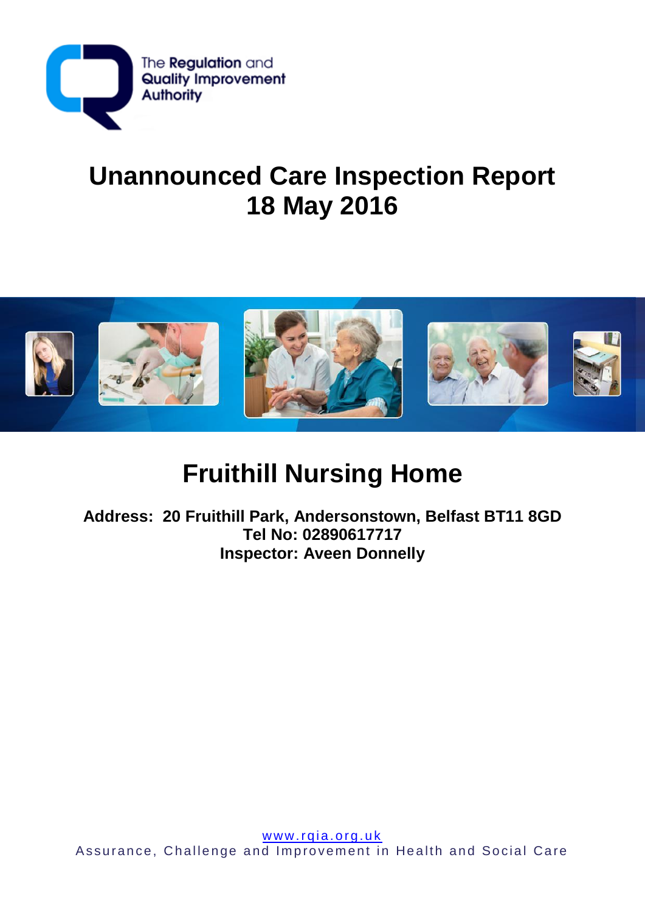The Regulation and Quality Improvement Authority

# Unannounced Care Inspection Report
# 18 May 2016

## Fruithill Nursing Home

**Address: 20 Fruithill Park, Andersonstown, Belfast BT11 8GD**
**Tel No: 02890617717**
**Inspector: Aveen Donnelly**

www.rqia.org.uk

Assurance, Challenge and Improvement in Health and Social Care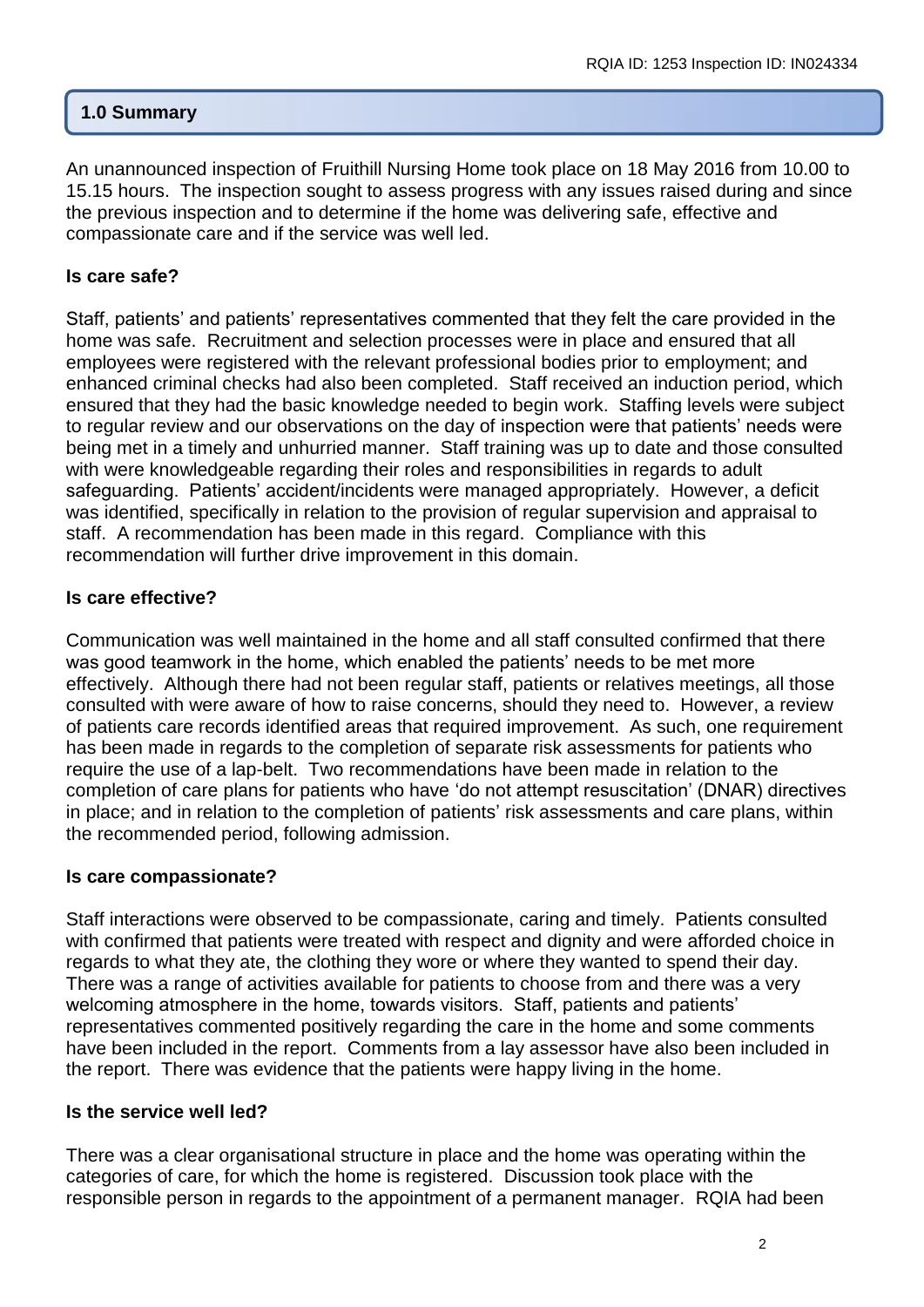## 1.0 Summary

An unannounced inspection of Fruithill Nursing Home took place on 18 May 2016 from 10.00 to 15.15 hours. The inspection sought to assess progress with any issues raised during and since the previous inspection and to determine if the home was delivering safe, effective and compassionate care and if the service was well led.

**Is care safe?**

Staff, patients' and patients' representatives commented that they felt the care provided in the home was safe. Recruitment and selection processes were in place and ensured that all employees were registered with the relevant professional bodies prior to employment; and enhanced criminal checks had also been completed. Staff received an induction period, which ensured that they had the basic knowledge needed to begin work. Staffing levels were subject to regular review and our observations on the day of inspection were that patients' needs were being met in a timely and unhurried manner. Staff training was up to date and those consulted with were knowledgeable regarding their roles and responsibilities in regards to adult safeguarding. Patients' accident/incidents were managed appropriately. However, a deficit was identified, specifically in relation to the provision of regular supervision and appraisal to staff. A recommendation has been made in this regard. Compliance with this recommendation will further drive improvement in this domain.

**Is care effective?**

Communication was well maintained in the home and all staff consulted confirmed that there was good teamwork in the home, which enabled the patients' needs to be met more effectively. Although there had not been regular staff, patients or relatives meetings, all those consulted with were aware of how to raise concerns, should they need to. However, a review of patients care records identified areas that required improvement. As such, one requirement has been made in regards to the completion of separate risk assessments for patients who require the use of a lap-belt. Two recommendations have been made in relation to the completion of care plans for patients who have 'do not attempt resuscitation' (DNAR) directives in place; and in relation to the completion of patients' risk assessments and care plans, within the recommended period, following admission.

**Is care compassionate?**

Staff interactions were observed to be compassionate, caring and timely. Patients consulted with confirmed that patients were treated with respect and dignity and were afforded choice in regards to what they ate, the clothing they wore or where they wanted to spend their day. There was a range of activities available for patients to choose from and there was a very welcoming atmosphere in the home, towards visitors. Staff, patients and patients' representatives commented positively regarding the care in the home and some comments have been included in the report. Comments from a lay assessor have also been included in the report. There was evidence that the patients were happy living in the home.

**Is the service well led?**

There was a clear organisational structure in place and the home was operating within the categories of care, for which the home is registered. Discussion took place with the responsible person in regards to the appointment of a permanent manager. RQIA had been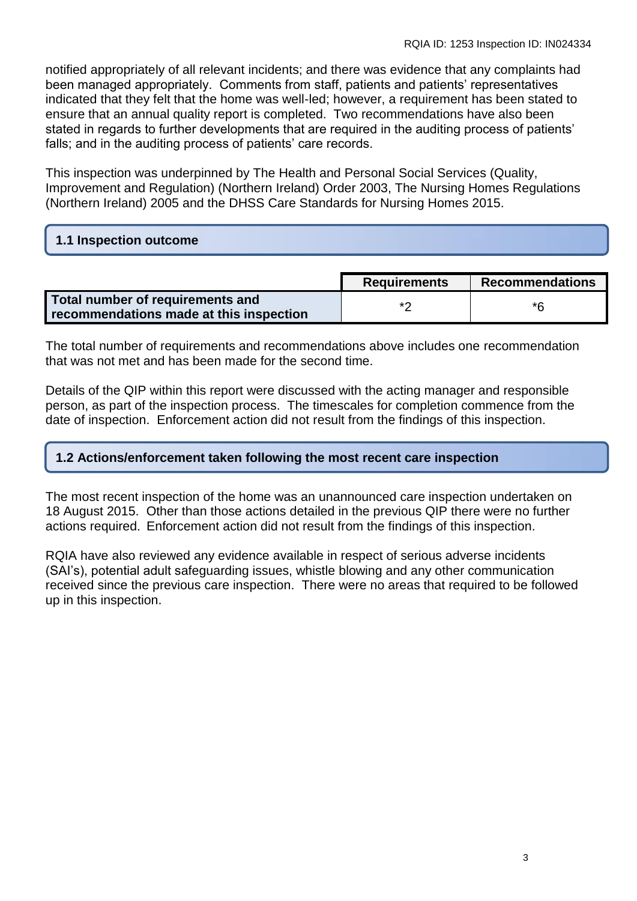notified appropriately of all relevant incidents; and there was evidence that any complaints had been managed appropriately. Comments from staff, patients and patients' representatives indicated that they felt that the home was well-led; however, a requirement has been stated to ensure that an annual quality report is completed. Two recommendations have also been stated in regards to further developments that are required in the auditing process of patients' falls; and in the auditing process of patients' care records.

This inspection was underpinned by The Health and Personal Social Services (Quality, Improvement and Regulation) (Northern Ireland) Order 2003, The Nursing Homes Regulations (Northern Ireland) 2005 and the DHSS Care Standards for Nursing Homes 2015.

## 1.1 Inspection outcome

| | Requirements | Recommendations |
|---|---|---|
| **Total number of requirements and recommendations made at this inspection** | *2 | *6 |

The total number of requirements and recommendations above includes one recommendation that was not met and has been made for the second time.

Details of the QIP within this report were discussed with the acting manager and responsible person, as part of the inspection process. The timescales for completion commence from the date of inspection. Enforcement action did not result from the findings of this inspection.

## 1.2 Actions/enforcement taken following the most recent care inspection

The most recent inspection of the home was an unannounced care inspection undertaken on 18 August 2015. Other than those actions detailed in the previous QIP there were no further actions required. Enforcement action did not result from the findings of this inspection.

RQIA have also reviewed any evidence available in respect of serious adverse incidents (SAI's), potential adult safeguarding issues, whistle blowing and any other communication received since the previous care inspection. There were no areas that required to be followed up in this inspection.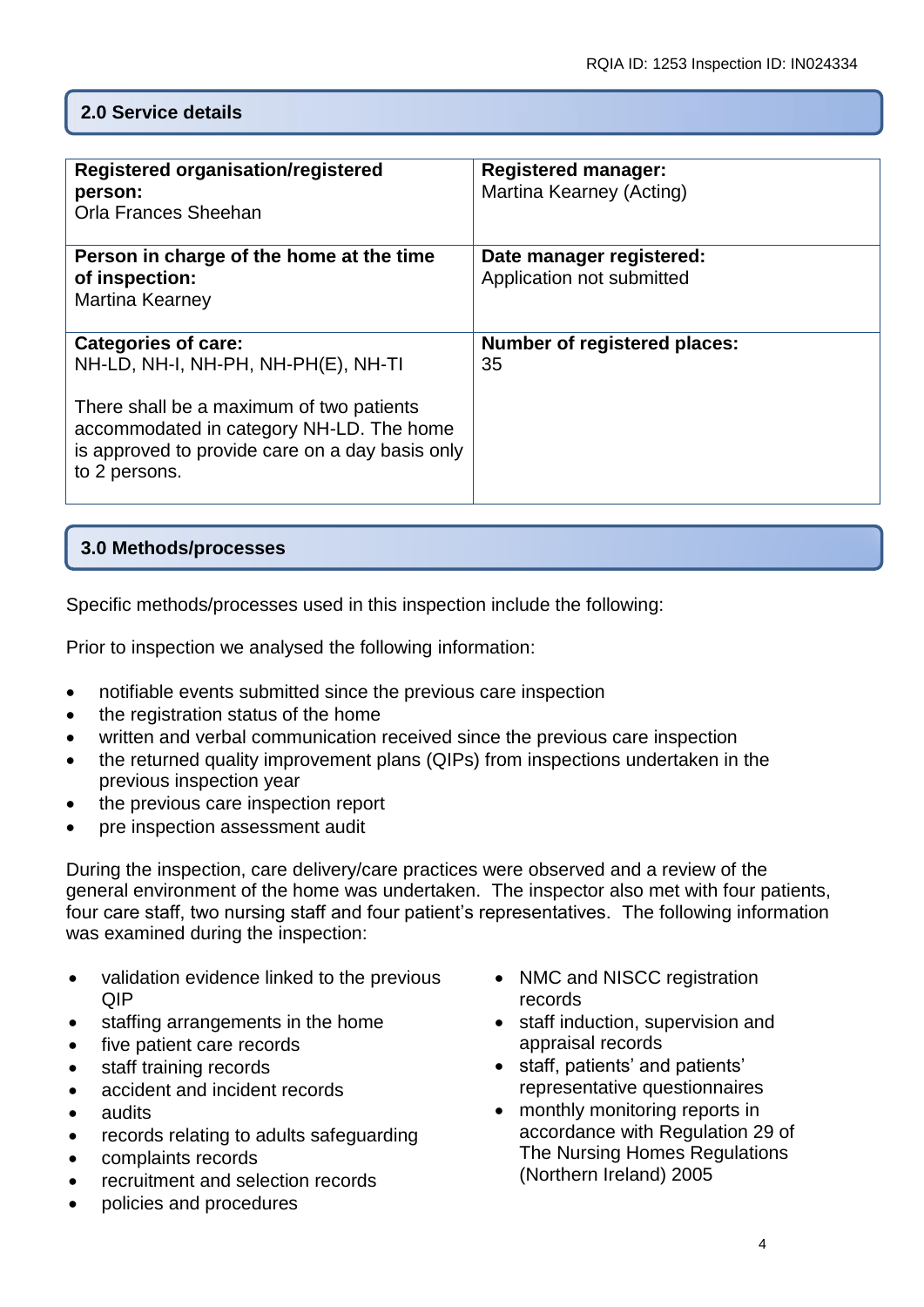## 2.0 Service details

| | |
|---|---|
| **Registered organisation/registered person:**<br>Orla Frances Sheehan | **Registered manager:**<br>Martina Kearney (Acting) |
| **Person in charge of the home at the time of inspection:**<br>Martina Kearney | **Date manager registered:**<br>Application not submitted |
| **Categories of care:**<br>NH-LD, NH-I, NH-PH, NH-PH(E), NH-TI<br><br>There shall be a maximum of two patients accommodated in category NH-LD. The home is approved to provide care on a day basis only to 2 persons. | **Number of registered places:**<br>35 |

## 3.0 Methods/processes

Specific methods/processes used in this inspection include the following:

Prior to inspection we analysed the following information:

- notifiable events submitted since the previous care inspection
- the registration status of the home
- written and verbal communication received since the previous care inspection
- the returned quality improvement plans (QIPs) from inspections undertaken in the previous inspection year
- the previous care inspection report
- pre inspection assessment audit

During the inspection, care delivery/care practices were observed and a review of the general environment of the home was undertaken. The inspector also met with four patients, four care staff, two nursing staff and four patient's representatives. The following information was examined during the inspection:

- validation evidence linked to the previous QIP
- staffing arrangements in the home
- five patient care records
- staff training records
- accident and incident records
- audits
- records relating to adults safeguarding
- complaints records
- recruitment and selection records
- policies and procedures
- NMC and NISCC registration records
- staff induction, supervision and appraisal records
- staff, patients' and patients' representative questionnaires
- monthly monitoring reports in accordance with Regulation 29 of The Nursing Homes Regulations (Northern Ireland) 2005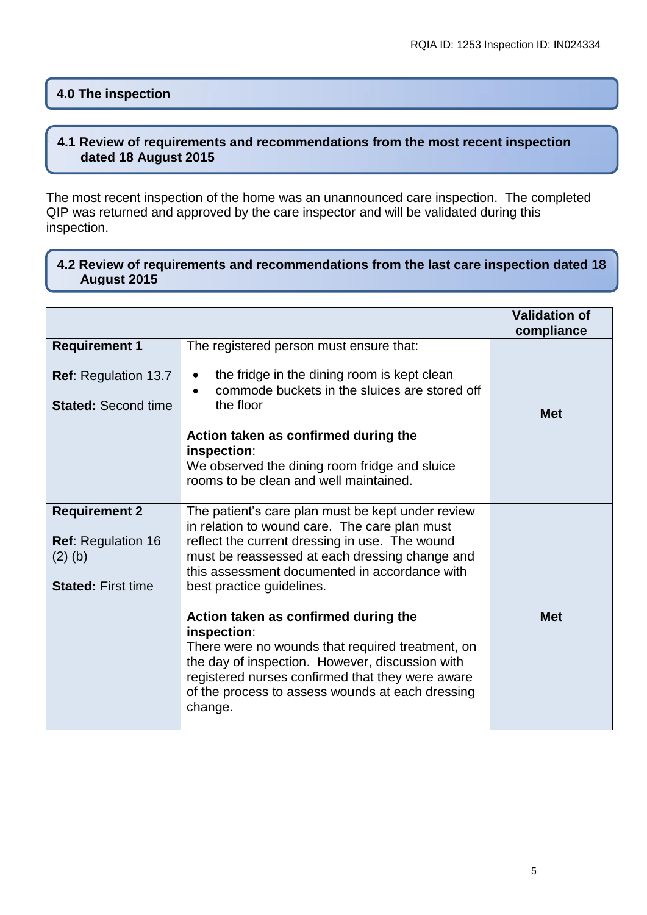## 4.0 The inspection

### 4.1 Review of requirements and recommendations from the most recent inspection dated 18 August 2015

The most recent inspection of the home was an unannounced care inspection. The completed QIP was returned and approved by the care inspector and will be validated during this inspection.

### 4.2 Review of requirements and recommendations from the last care inspection dated 18 August 2015

| | | Validation of compliance |
|---|---|---|
| **Requirement 1**<br><br>**Ref**: Regulation 13.7<br><br>**Stated:** Second time | The registered person must ensure that:<br><br>• the fridge in the dining room is kept clean<br>• commode buckets in the sluices are stored off the floor | **Met** |
| | **Action taken as confirmed during the inspection**:<br>We observed the dining room fridge and sluice rooms to be clean and well maintained. | |
| **Requirement 2**<br><br>**Ref**: Regulation 16 (2) (b)<br><br>**Stated:** First time | The patient's care plan must be kept under review in relation to wound care. The care plan must reflect the current dressing in use. The wound must be reassessed at each dressing change and this assessment documented in accordance with best practice guidelines. | **Met** |
| | **Action taken as confirmed during the inspection**:<br>There were no wounds that required treatment, on the day of inspection. However, discussion with registered nurses confirmed that they were aware of the process to assess wounds at each dressing change. | |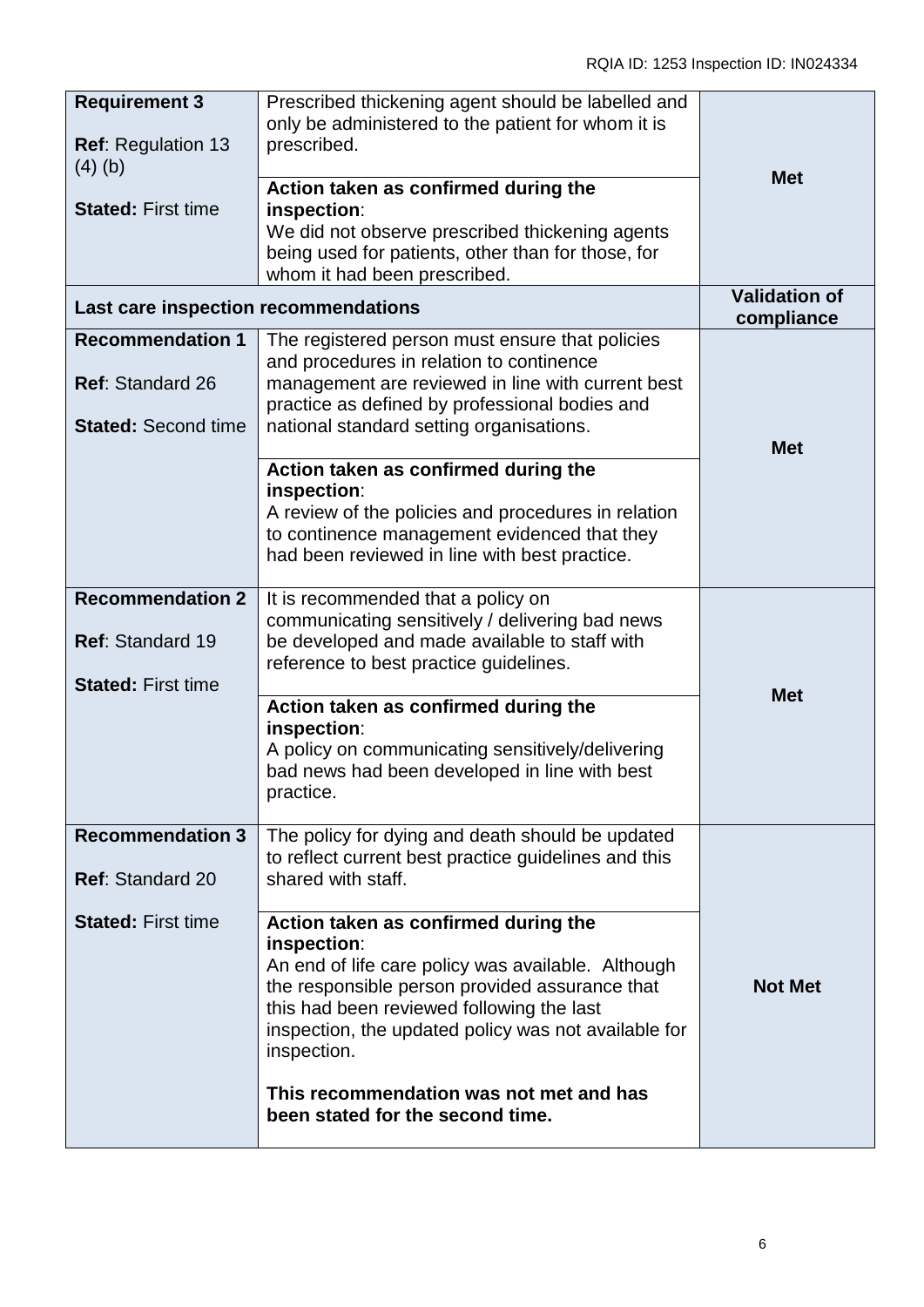| | | |
|---|---|---|
| **Requirement 3**<br><br>**Ref**: Regulation 13 (4) (b)<br><br>**Stated:** First time | Prescribed thickening agent should be labelled and only be administered to the patient for whom it is prescribed. | **Met** |
| | **Action taken as confirmed during the inspection**:<br>We did not observe prescribed thickening agents being used for patients, other than for those, for whom it had been prescribed. | |
| **Last care inspection recommendations** | | **Validation of compliance** |
| **Recommendation 1**<br><br>**Ref**: Standard 26<br><br>**Stated:** Second time | The registered person must ensure that policies and procedures in relation to continence management are reviewed in line with current best practice as defined by professional bodies and national standard setting organisations. | **Met** |
| | **Action taken as confirmed during the inspection**:<br>A review of the policies and procedures in relation to continence management evidenced that they had been reviewed in line with best practice. | |
| **Recommendation 2**<br><br>**Ref**: Standard 19<br><br>**Stated:** First time | It is recommended that a policy on communicating sensitively / delivering bad news be developed and made available to staff with reference to best practice guidelines. | **Met** |
| | **Action taken as confirmed during the inspection**:<br>A policy on communicating sensitively/delivering bad news had been developed in line with best practice. | |
| **Recommendation 3**<br><br>**Ref**: Standard 20<br><br>**Stated:** First time | The policy for dying and death should be updated to reflect current best practice guidelines and this shared with staff. | **Not Met** |
| | **Action taken as confirmed during the inspection**:<br>An end of life care policy was available. Although the responsible person provided assurance that this had been reviewed following the last inspection, the updated policy was not available for inspection.<br><br>**This recommendation was not met and has been stated for the second time.** | |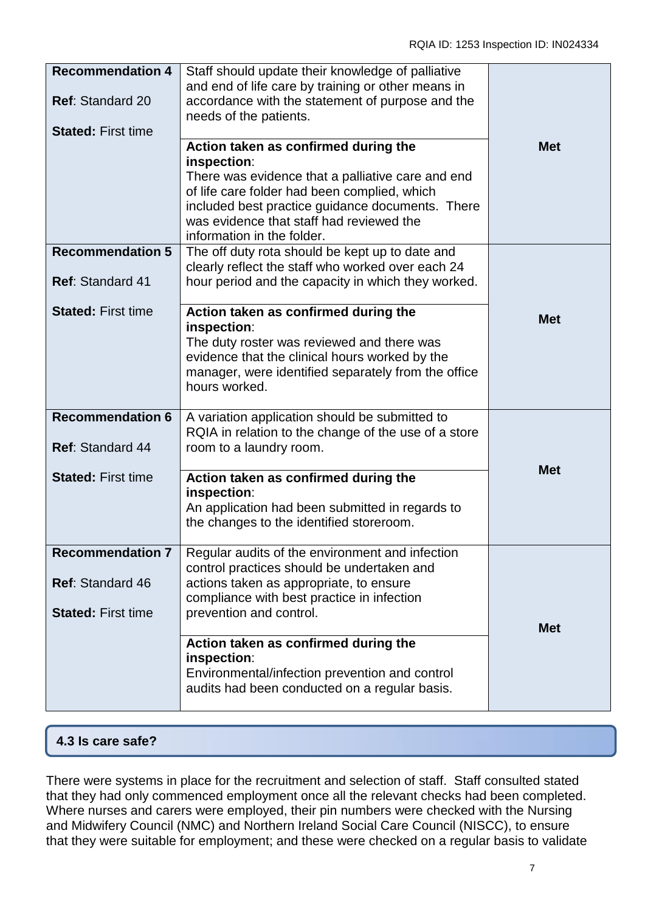| | | |
|---|---|---|
| **Recommendation 4**<br><br>**Ref**: Standard 20<br><br>**Stated:** First time | Staff should update their knowledge of palliative and end of life care by training or other means in accordance with the statement of purpose and the needs of the patients.<br><br>**Action taken as confirmed during the inspection**:<br>There was evidence that a palliative care and end of life care folder had been complied, which included best practice guidance documents. There was evidence that staff had reviewed the information in the folder. | **Met** |
| **Recommendation 5**<br><br>**Ref**: Standard 41<br><br>**Stated:** First time | The off duty rota should be kept up to date and clearly reflect the staff who worked over each 24 hour period and the capacity in which they worked.<br><br>**Action taken as confirmed during the inspection**:<br>The duty roster was reviewed and there was evidence that the clinical hours worked by the manager, were identified separately from the office hours worked. | **Met** |
| **Recommendation 6**<br><br>**Ref**: Standard 44<br><br>**Stated:** First time | A variation application should be submitted to RQIA in relation to the change of the use of a store room to a laundry room.<br><br>**Action taken as confirmed during the inspection**:<br>An application had been submitted in regards to the changes to the identified storeroom. | **Met** |
| **Recommendation 7**<br><br>**Ref**: Standard 46<br><br>**Stated:** First time | Regular audits of the environment and infection control practices should be undertaken and actions taken as appropriate, to ensure compliance with best practice in infection prevention and control.<br><br>**Action taken as confirmed during the inspection**:<br>Environmental/infection prevention and control audits had been conducted on a regular basis. | **Met** |

## 4.3 Is care safe?

There were systems in place for the recruitment and selection of staff. Staff consulted stated that they had only commenced employment once all the relevant checks had been completed. Where nurses and carers were employed, their pin numbers were checked with the Nursing and Midwifery Council (NMC) and Northern Ireland Social Care Council (NISCC), to ensure that they were suitable for employment; and these were checked on a regular basis to validate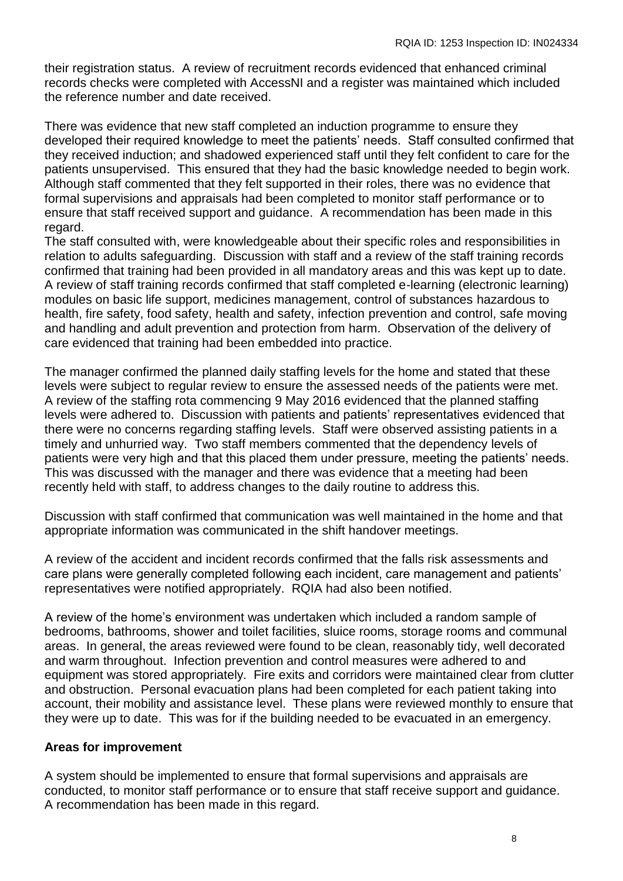their registration status. A review of recruitment records evidenced that enhanced criminal records checks were completed with AccessNI and a register was maintained which included the reference number and date received.

There was evidence that new staff completed an induction programme to ensure they developed their required knowledge to meet the patients' needs. Staff consulted confirmed that they received induction; and shadowed experienced staff until they felt confident to care for the patients unsupervised. This ensured that they had the basic knowledge needed to begin work. Although staff commented that they felt supported in their roles, there was no evidence that formal supervisions and appraisals had been completed to monitor staff performance or to ensure that staff received support and guidance. A recommendation has been made in this regard.

The staff consulted with, were knowledgeable about their specific roles and responsibilities in relation to adults safeguarding. Discussion with staff and a review of the staff training records confirmed that training had been provided in all mandatory areas and this was kept up to date. A review of staff training records confirmed that staff completed e-learning (electronic learning) modules on basic life support, medicines management, control of substances hazardous to health, fire safety, food safety, health and safety, infection prevention and control, safe moving and handling and adult prevention and protection from harm. Observation of the delivery of care evidenced that training had been embedded into practice.

The manager confirmed the planned daily staffing levels for the home and stated that these levels were subject to regular review to ensure the assessed needs of the patients were met. A review of the staffing rota commencing 9 May 2016 evidenced that the planned staffing levels were adhered to. Discussion with patients and patients' representatives evidenced that there were no concerns regarding staffing levels. Staff were observed assisting patients in a timely and unhurried way. Two staff members commented that the dependency levels of patients were very high and that this placed them under pressure, meeting the patients' needs. This was discussed with the manager and there was evidence that a meeting had been recently held with staff, to address changes to the daily routine to address this.

Discussion with staff confirmed that communication was well maintained in the home and that appropriate information was communicated in the shift handover meetings.

A review of the accident and incident records confirmed that the falls risk assessments and care plans were generally completed following each incident, care management and patients' representatives were notified appropriately. RQIA had also been notified.

A review of the home's environment was undertaken which included a random sample of bedrooms, bathrooms, shower and toilet facilities, sluice rooms, storage rooms and communal areas. In general, the areas reviewed were found to be clean, reasonably tidy, well decorated and warm throughout. Infection prevention and control measures were adhered to and equipment was stored appropriately. Fire exits and corridors were maintained clear from clutter and obstruction. Personal evacuation plans had been completed for each patient taking into account, their mobility and assistance level. These plans were reviewed monthly to ensure that they were up to date. This was for if the building needed to be evacuated in an emergency.

**Areas for improvement**

A system should be implemented to ensure that formal supervisions and appraisals are conducted, to monitor staff performance or to ensure that staff receive support and guidance. A recommendation has been made in this regard.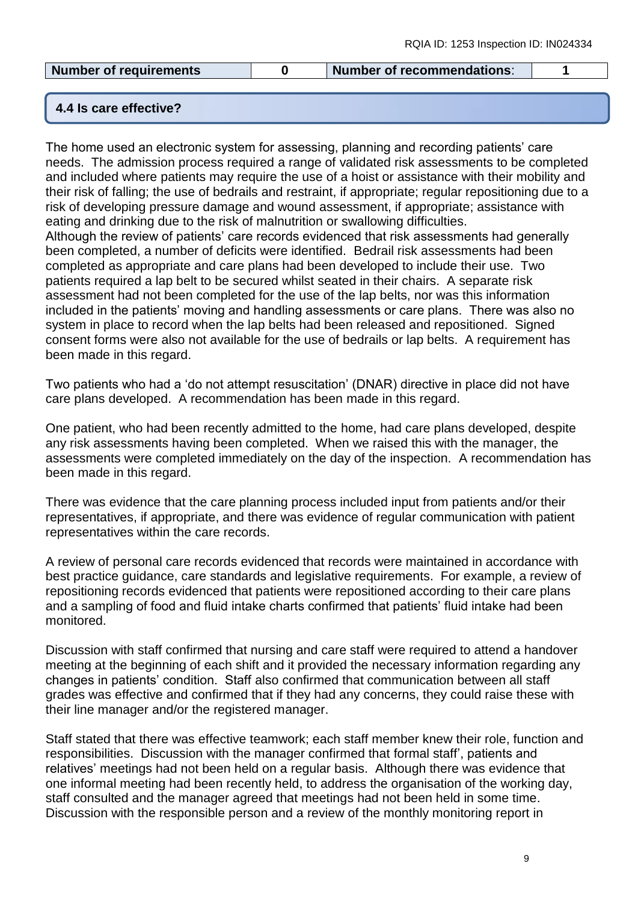| Number of requirements | 0 | Number of recommendations: | 1 |
|---|---|---|---|

## 4.4 Is care effective?

The home used an electronic system for assessing, planning and recording patients' care needs. The admission process required a range of validated risk assessments to be completed and included where patients may require the use of a hoist or assistance with their mobility and their risk of falling; the use of bedrails and restraint, if appropriate; regular repositioning due to a risk of developing pressure damage and wound assessment, if appropriate; assistance with eating and drinking due to the risk of malnutrition or swallowing difficulties.
Although the review of patients' care records evidenced that risk assessments had generally been completed, a number of deficits were identified. Bedrail risk assessments had been completed as appropriate and care plans had been developed to include their use. Two patients required a lap belt to be secured whilst seated in their chairs. A separate risk assessment had not been completed for the use of the lap belts, nor was this information included in the patients' moving and handling assessments or care plans. There was also no system in place to record when the lap belts had been released and repositioned. Signed consent forms were also not available for the use of bedrails or lap belts. A requirement has been made in this regard.

Two patients who had a 'do not attempt resuscitation' (DNAR) directive in place did not have care plans developed. A recommendation has been made in this regard.

One patient, who had been recently admitted to the home, had care plans developed, despite any risk assessments having been completed. When we raised this with the manager, the assessments were completed immediately on the day of the inspection. A recommendation has been made in this regard.

There was evidence that the care planning process included input from patients and/or their representatives, if appropriate, and there was evidence of regular communication with patient representatives within the care records.

A review of personal care records evidenced that records were maintained in accordance with best practice guidance, care standards and legislative requirements. For example, a review of repositioning records evidenced that patients were repositioned according to their care plans and a sampling of food and fluid intake charts confirmed that patients' fluid intake had been monitored.

Discussion with staff confirmed that nursing and care staff were required to attend a handover meeting at the beginning of each shift and it provided the necessary information regarding any changes in patients' condition. Staff also confirmed that communication between all staff grades was effective and confirmed that if they had any concerns, they could raise these with their line manager and/or the registered manager.

Staff stated that there was effective teamwork; each staff member knew their role, function and responsibilities. Discussion with the manager confirmed that formal staff', patients and relatives' meetings had not been held on a regular basis. Although there was evidence that one informal meeting had been recently held, to address the organisation of the working day, staff consulted and the manager agreed that meetings had not been held in some time. Discussion with the responsible person and a review of the monthly monitoring report in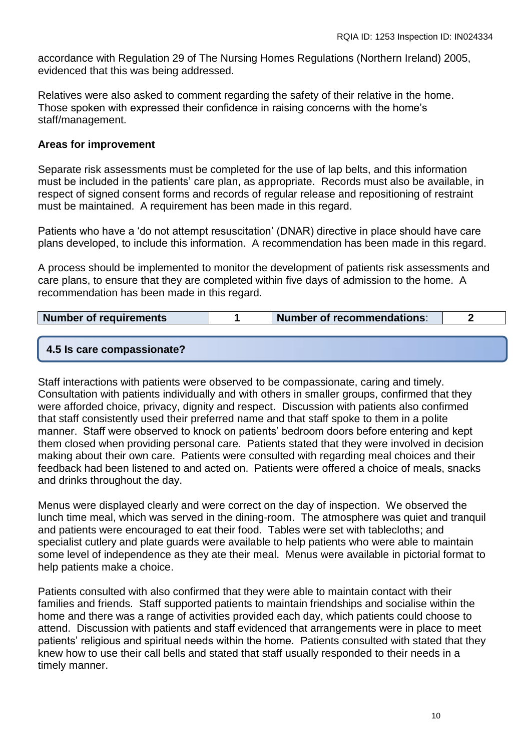accordance with Regulation 29 of The Nursing Homes Regulations (Northern Ireland) 2005, evidenced that this was being addressed.

Relatives were also asked to comment regarding the safety of their relative in the home. Those spoken with expressed their confidence in raising concerns with the home's staff/management.

**Areas for improvement**

Separate risk assessments must be completed for the use of lap belts, and this information must be included in the patients' care plan, as appropriate. Records must also be available, in respect of signed consent forms and records of regular release and repositioning of restraint must be maintained. A requirement has been made in this regard.

Patients who have a 'do not attempt resuscitation' (DNAR) directive in place should have care plans developed, to include this information. A recommendation has been made in this regard.

A process should be implemented to monitor the development of patients risk assessments and care plans, to ensure that they are completed within five days of admission to the home. A recommendation has been made in this regard.

| | | | |
|---|---|---|---|
| **Number of requirements** | **1** | **Number of recommendations**: | **2** |

## 4.5 Is care compassionate?

Staff interactions with patients were observed to be compassionate, caring and timely. Consultation with patients individually and with others in smaller groups, confirmed that they were afforded choice, privacy, dignity and respect. Discussion with patients also confirmed that staff consistently used their preferred name and that staff spoke to them in a polite manner. Staff were observed to knock on patients' bedroom doors before entering and kept them closed when providing personal care. Patients stated that they were involved in decision making about their own care. Patients were consulted with regarding meal choices and their feedback had been listened to and acted on. Patients were offered a choice of meals, snacks and drinks throughout the day.

Menus were displayed clearly and were correct on the day of inspection. We observed the lunch time meal, which was served in the dining-room. The atmosphere was quiet and tranquil and patients were encouraged to eat their food. Tables were set with tablecloths; and specialist cutlery and plate guards were available to help patients who were able to maintain some level of independence as they ate their meal. Menus were available in pictorial format to help patients make a choice.

Patients consulted with also confirmed that they were able to maintain contact with their families and friends. Staff supported patients to maintain friendships and socialise within the home and there was a range of activities provided each day, which patients could choose to attend. Discussion with patients and staff evidenced that arrangements were in place to meet patients' religious and spiritual needs within the home. Patients consulted with stated that they knew how to use their call bells and stated that staff usually responded to their needs in a timely manner.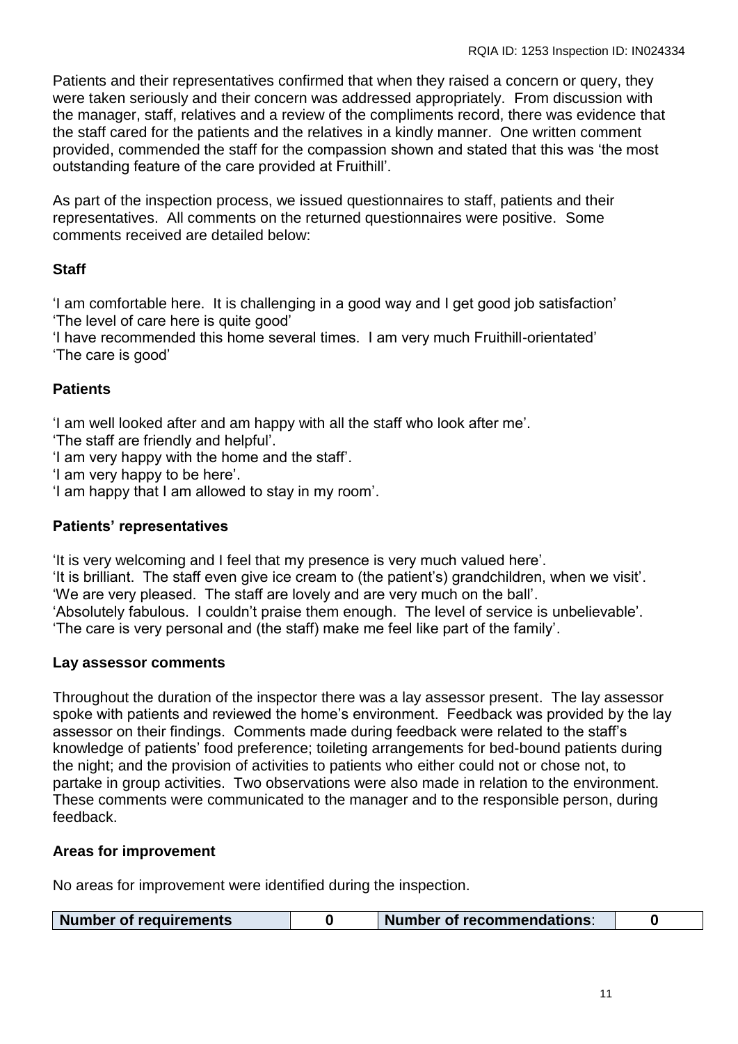Patients and their representatives confirmed that when they raised a concern or query, they were taken seriously and their concern was addressed appropriately. From discussion with the manager, staff, relatives and a review of the compliments record, there was evidence that the staff cared for the patients and the relatives in a kindly manner. One written comment provided, commended the staff for the compassion shown and stated that this was 'the most outstanding feature of the care provided at Fruithill'.

As part of the inspection process, we issued questionnaires to staff, patients and their representatives. All comments on the returned questionnaires were positive. Some comments received are detailed below:

**Staff**

'I am comfortable here. It is challenging in a good way and I get good job satisfaction'
'The level of care here is quite good'
'I have recommended this home several times. I am very much Fruithill-orientated'
'The care is good'

**Patients**

'I am well looked after and am happy with all the staff who look after me'.
'The staff are friendly and helpful'.
'I am very happy with the home and the staff'.
'I am very happy to be here'.
'I am happy that I am allowed to stay in my room'.

**Patients' representatives**

'It is very welcoming and I feel that my presence is very much valued here'.
'It is brilliant. The staff even give ice cream to (the patient's) grandchildren, when we visit'.
'We are very pleased. The staff are lovely and are very much on the ball'.
'Absolutely fabulous. I couldn't praise them enough. The level of service is unbelievable'.
'The care is very personal and (the staff) make me feel like part of the family'.

**Lay assessor comments**

Throughout the duration of the inspector there was a lay assessor present. The lay assessor spoke with patients and reviewed the home's environment. Feedback was provided by the lay assessor on their findings. Comments made during feedback were related to the staff's knowledge of patients' food preference; toileting arrangements for bed-bound patients during the night; and the provision of activities to patients who either could not or chose not, to partake in group activities. Two observations were also made in relation to the environment. These comments were communicated to the manager and to the responsible person, during feedback.

**Areas for improvement**

No areas for improvement were identified during the inspection.

| | | | |
|---|---|---|---|
| **Number of requirements** | **0** | **Number of recommendations**: | **0** |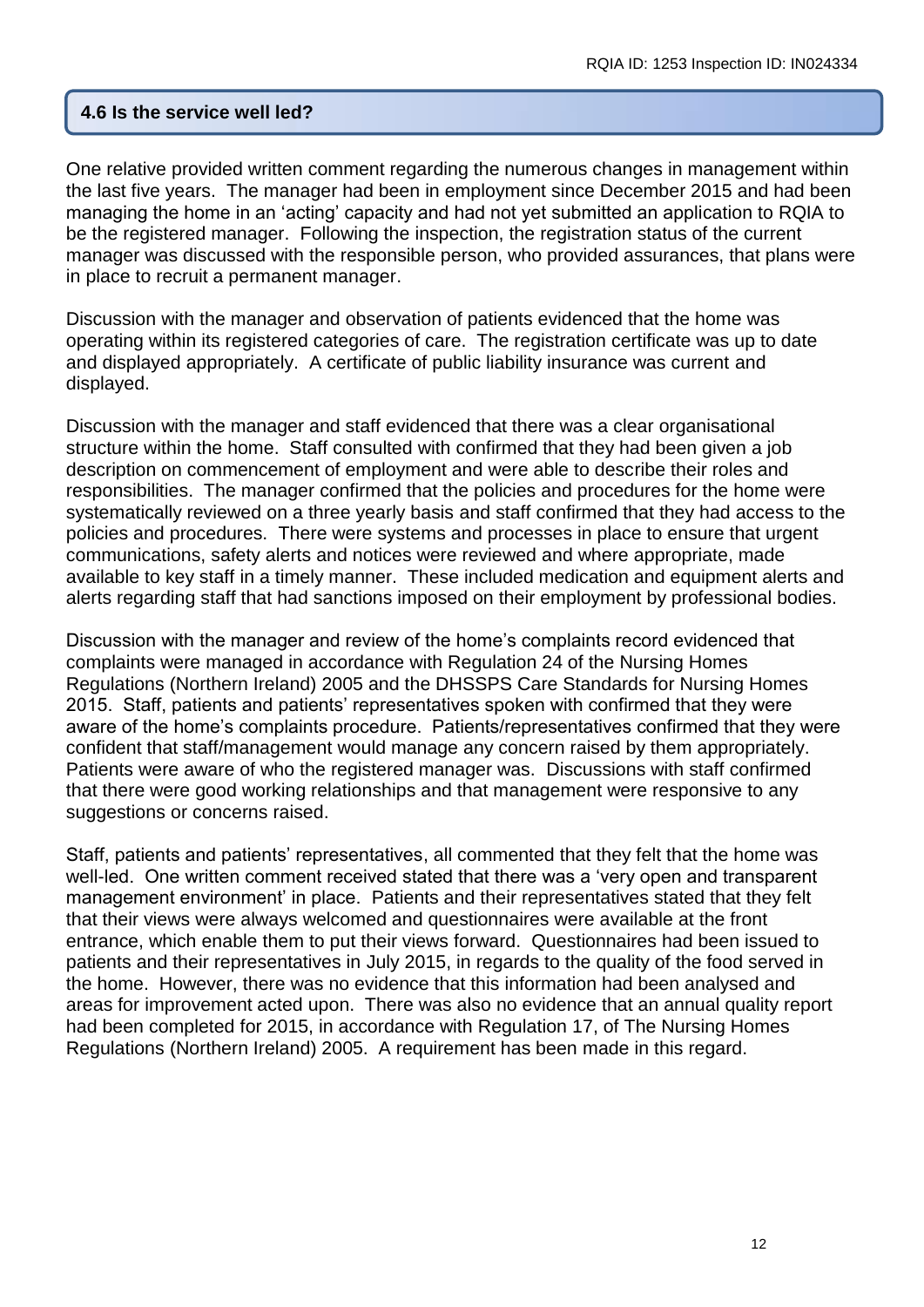### 4.6 Is the service well led?

One relative provided written comment regarding the numerous changes in management within the last five years. The manager had been in employment since December 2015 and had been managing the home in an 'acting' capacity and had not yet submitted an application to RQIA to be the registered manager. Following the inspection, the registration status of the current manager was discussed with the responsible person, who provided assurances, that plans were in place to recruit a permanent manager.

Discussion with the manager and observation of patients evidenced that the home was operating within its registered categories of care. The registration certificate was up to date and displayed appropriately. A certificate of public liability insurance was current and displayed.

Discussion with the manager and staff evidenced that there was a clear organisational structure within the home. Staff consulted with confirmed that they had been given a job description on commencement of employment and were able to describe their roles and responsibilities. The manager confirmed that the policies and procedures for the home were systematically reviewed on a three yearly basis and staff confirmed that they had access to the policies and procedures. There were systems and processes in place to ensure that urgent communications, safety alerts and notices were reviewed and where appropriate, made available to key staff in a timely manner. These included medication and equipment alerts and alerts regarding staff that had sanctions imposed on their employment by professional bodies.

Discussion with the manager and review of the home's complaints record evidenced that complaints were managed in accordance with Regulation 24 of the Nursing Homes Regulations (Northern Ireland) 2005 and the DHSSPS Care Standards for Nursing Homes 2015. Staff, patients and patients' representatives spoken with confirmed that they were aware of the home's complaints procedure. Patients/representatives confirmed that they were confident that staff/management would manage any concern raised by them appropriately. Patients were aware of who the registered manager was. Discussions with staff confirmed that there were good working relationships and that management were responsive to any suggestions or concerns raised.

Staff, patients and patients' representatives, all commented that they felt that the home was well-led. One written comment received stated that there was a 'very open and transparent management environment' in place. Patients and their representatives stated that they felt that their views were always welcomed and questionnaires were available at the front entrance, which enable them to put their views forward. Questionnaires had been issued to patients and their representatives in July 2015, in regards to the quality of the food served in the home. However, there was no evidence that this information had been analysed and areas for improvement acted upon. There was also no evidence that an annual quality report had been completed for 2015, in accordance with Regulation 17, of The Nursing Homes Regulations (Northern Ireland) 2005. A requirement has been made in this regard.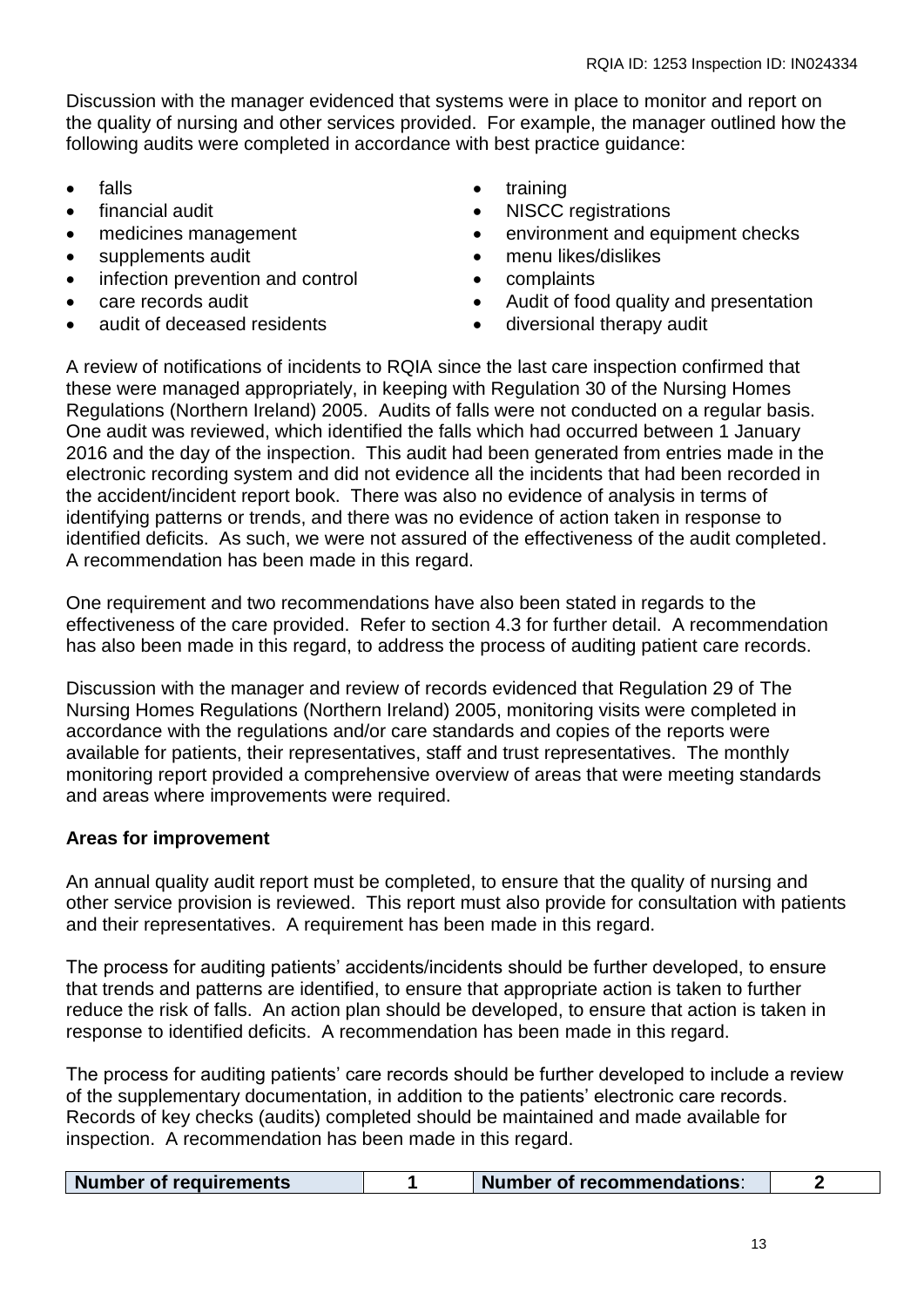Discussion with the manager evidenced that systems were in place to monitor and report on the quality of nursing and other services provided. For example, the manager outlined how the following audits were completed in accordance with best practice guidance:

- falls
- financial audit
- medicines management
- supplements audit
- infection prevention and control
- care records audit
- audit of deceased residents
- training
- NISCC registrations
- environment and equipment checks
- menu likes/dislikes
- complaints
- Audit of food quality and presentation
- diversional therapy audit

A review of notifications of incidents to RQIA since the last care inspection confirmed that these were managed appropriately, in keeping with Regulation 30 of the Nursing Homes Regulations (Northern Ireland) 2005. Audits of falls were not conducted on a regular basis. One audit was reviewed, which identified the falls which had occurred between 1 January 2016 and the day of the inspection. This audit had been generated from entries made in the electronic recording system and did not evidence all the incidents that had been recorded in the accident/incident report book. There was also no evidence of analysis in terms of identifying patterns or trends, and there was no evidence of action taken in response to identified deficits. As such, we were not assured of the effectiveness of the audit completed. A recommendation has been made in this regard.

One requirement and two recommendations have also been stated in regards to the effectiveness of the care provided. Refer to section 4.3 for further detail. A recommendation has also been made in this regard, to address the process of auditing patient care records.

Discussion with the manager and review of records evidenced that Regulation 29 of The Nursing Homes Regulations (Northern Ireland) 2005, monitoring visits were completed in accordance with the regulations and/or care standards and copies of the reports were available for patients, their representatives, staff and trust representatives. The monthly monitoring report provided a comprehensive overview of areas that were meeting standards and areas where improvements were required.

**Areas for improvement**

An annual quality audit report must be completed, to ensure that the quality of nursing and other service provision is reviewed. This report must also provide for consultation with patients and their representatives. A requirement has been made in this regard.

The process for auditing patients' accidents/incidents should be further developed, to ensure that trends and patterns are identified, to ensure that appropriate action is taken to further reduce the risk of falls. An action plan should be developed, to ensure that action is taken in response to identified deficits. A recommendation has been made in this regard.

The process for auditing patients' care records should be further developed to include a review of the supplementary documentation, in addition to the patients' electronic care records. Records of key checks (audits) completed should be maintained and made available for inspection. A recommendation has been made in this regard.

| | | | |
|---|---|---|---|
| **Number of requirements** | **1** | **Number of recommendations**: | **2** |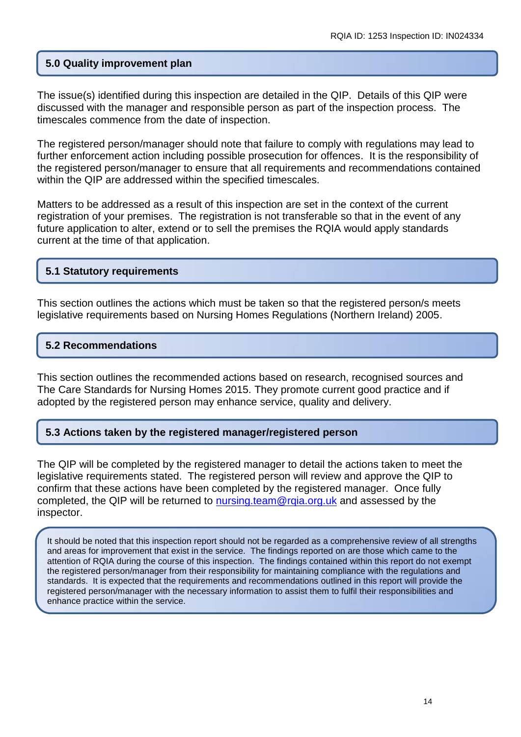## 5.0 Quality improvement plan

The issue(s) identified during this inspection are detailed in the QIP. Details of this QIP were discussed with the manager and responsible person as part of the inspection process. The timescales commence from the date of inspection.

The registered person/manager should note that failure to comply with regulations may lead to further enforcement action including possible prosecution for offences. It is the responsibility of the registered person/manager to ensure that all requirements and recommendations contained within the QIP are addressed within the specified timescales.

Matters to be addressed as a result of this inspection are set in the context of the current registration of your premises. The registration is not transferable so that in the event of any future application to alter, extend or to sell the premises the RQIA would apply standards current at the time of that application.

## 5.1 Statutory requirements

This section outlines the actions which must be taken so that the registered person/s meets legislative requirements based on Nursing Homes Regulations (Northern Ireland) 2005.

## 5.2 Recommendations

This section outlines the recommended actions based on research, recognised sources and The Care Standards for Nursing Homes 2015. They promote current good practice and if adopted by the registered person may enhance service, quality and delivery.

## 5.3 Actions taken by the registered manager/registered person

The QIP will be completed by the registered manager to detail the actions taken to meet the legislative requirements stated. The registered person will review and approve the QIP to confirm that these actions have been completed by the registered manager. Once fully completed, the QIP will be returned to nursing.team@rqia.org.uk and assessed by the inspector.

It should be noted that this inspection report should not be regarded as a comprehensive review of all strengths and areas for improvement that exist in the service. The findings reported on are those which came to the attention of RQIA during the course of this inspection. The findings contained within this report do not exempt the registered person/manager from their responsibility for maintaining compliance with the regulations and standards. It is expected that the requirements and recommendations outlined in this report will provide the registered person/manager with the necessary information to assist them to fulfil their responsibilities and enhance practice within the service.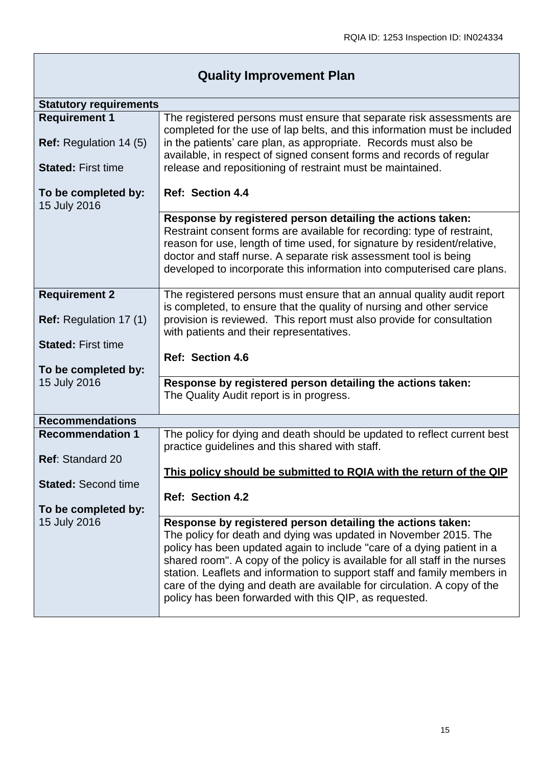## Quality Improvement Plan

| | |
|---|---|
| **Statutory requirements** | |
| **Requirement 1**<br><br>**Ref:** Regulation 14 (5)<br><br>**Stated:** First time<br><br>**To be completed by:** 15 July 2016 | The registered persons must ensure that separate risk assessments are completed for the use of lap belts, and this information must be included in the patients' care plan, as appropriate. Records must also be available, in respect of signed consent forms and records of regular release and repositioning of restraint must be maintained.<br><br>**Ref: Section 4.4** |
| | **Response by registered person detailing the actions taken:**<br>Restraint consent forms are available for recording: type of restraint, reason for use, length of time used, for signature by resident/relative, doctor and staff nurse. A separate risk assessment tool is being developed to incorporate this information into computerised care plans. |
| **Requirement 2**<br><br>**Ref:** Regulation 17 (1)<br><br>**Stated:** First time<br><br>**To be completed by:** 15 July 2016 | The registered persons must ensure that an annual quality audit report is completed, to ensure that the quality of nursing and other service provision is reviewed. This report must also provide for consultation with patients and their representatives.<br><br>**Ref: Section 4.6** |
| | **Response by registered person detailing the actions taken:**<br>The Quality Audit report is in progress. |
| **Recommendations** | |
| **Recommendation 1**<br><br>**Ref**: Standard 20<br><br>**Stated:** Second time<br><br>**To be completed by:** 15 July 2016 | The policy for dying and death should be updated to reflect current best practice guidelines and this shared with staff.<br><br>**This policy should be submitted to RQIA with the return of the QIP**<br><br>**Ref: Section 4.2** |
| | **Response by registered person detailing the actions taken:**<br>The policy for death and dying was updated in November 2015. The policy has been updated again to include "care of a dying patient in a shared room". A copy of the policy is available for all staff in the nurses station. Leaflets and information to support staff and family members in care of the dying and death are available for circulation. A copy of the policy has been forwarded with this QIP, as requested. |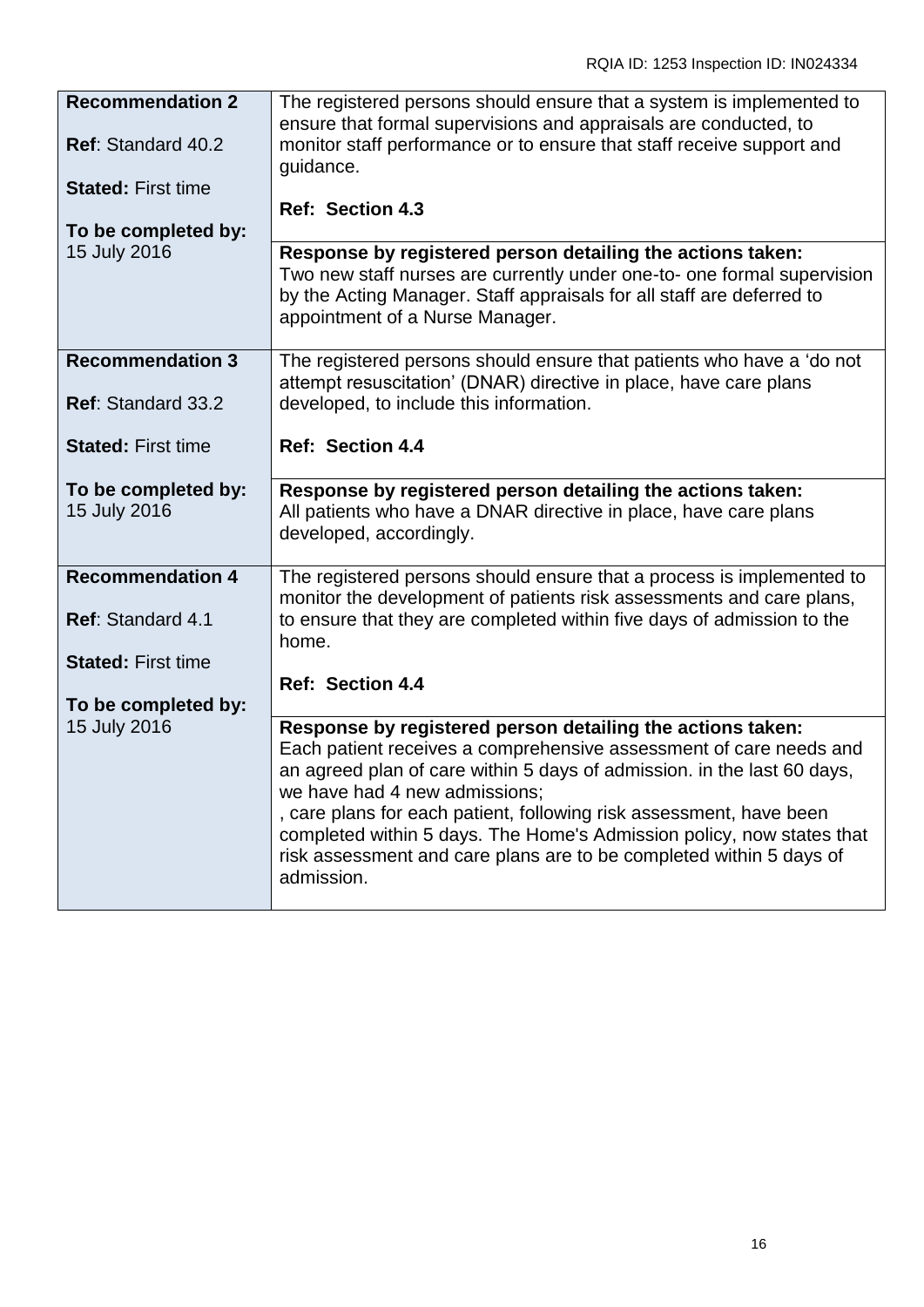| | |
|---|---|
| **Recommendation 2**<br><br>**Ref**: Standard 40.2<br><br>**Stated:** First time<br><br>**To be completed by:** 15 July 2016 | The registered persons should ensure that a system is implemented to ensure that formal supervisions and appraisals are conducted, to monitor staff performance or to ensure that staff receive support and guidance.<br><br>**Ref: Section 4.3** |
| | **Response by registered person detailing the actions taken:**<br>Two new staff nurses are currently under one-to- one formal supervision by the Acting Manager. Staff appraisals for all staff are deferred to appointment of a Nurse Manager. |
| **Recommendation 3**<br><br>**Ref**: Standard 33.2<br><br>**Stated:** First time<br><br>**To be completed by:** 15 July 2016 | The registered persons should ensure that patients who have a 'do not attempt resuscitation' (DNAR) directive in place, have care plans developed, to include this information.<br><br>**Ref: Section 4.4** |
| | **Response by registered person detailing the actions taken:**<br>All patients who have a DNAR directive in place, have care plans developed, accordingly. |
| **Recommendation 4**<br><br>**Ref**: Standard 4.1<br><br>**Stated:** First time<br><br>**To be completed by:** 15 July 2016 | The registered persons should ensure that a process is implemented to monitor the development of patients risk assessments and care plans, to ensure that they are completed within five days of admission to the home.<br><br>**Ref: Section 4.4** |
| | **Response by registered person detailing the actions taken:**<br>Each patient receives a comprehensive assessment of care needs and an agreed plan of care within 5 days of admission. in the last 60 days, we have had 4 new admissions;<br>, care plans for each patient, following risk assessment, have been completed within 5 days. The Home's Admission policy, now states that risk assessment and care plans are to be completed within 5 days of admission. |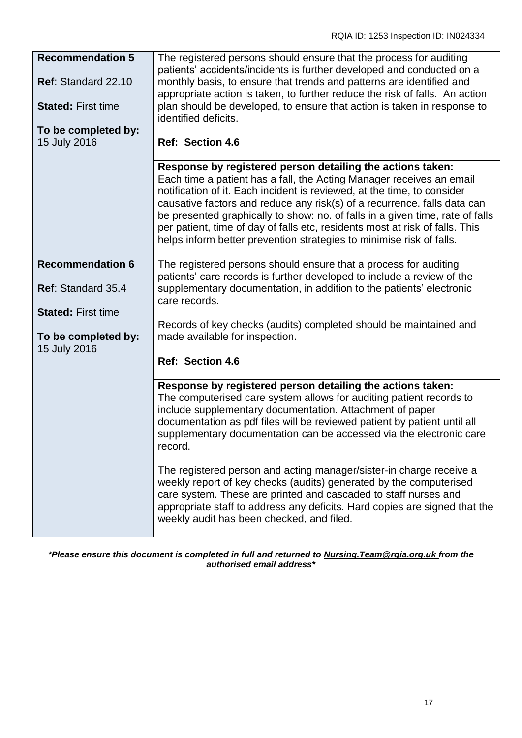| | |
|---|---|
| **Recommendation 5**<br><br>**Ref**: Standard 22.10<br><br>**Stated:** First time<br><br>**To be completed by:** 15 July 2016 | The registered persons should ensure that the process for auditing patients' accidents/incidents is further developed and conducted on a monthly basis, to ensure that trends and patterns are identified and appropriate action is taken, to further reduce the risk of falls. An action plan should be developed, to ensure that action is taken in response to identified deficits.<br><br>**Ref: Section 4.6** |
| | **Response by registered person detailing the actions taken:**<br>Each time a patient has a fall, the Acting Manager receives an email notification of it. Each incident is reviewed, at the time, to consider causative factors and reduce any risk(s) of a recurrence. falls data can be presented graphically to show: no. of falls in a given time, rate of falls per patient, time of day of falls etc, residents most at risk of falls. This helps inform better prevention strategies to minimise risk of falls. |
| **Recommendation 6**<br><br>**Ref**: Standard 35.4<br><br>**Stated:** First time<br><br>**To be completed by:** 15 July 2016 | The registered persons should ensure that a process for auditing patients' care records is further developed to include a review of the supplementary documentation, in addition to the patients' electronic care records.<br><br>Records of key checks (audits) completed should be maintained and made available for inspection.<br><br>**Ref: Section 4.6** |
| | **Response by registered person detailing the actions taken:**<br>The computerised care system allows for auditing patient records to include supplementary documentation. Attachment of paper documentation as pdf files will be reviewed patient by patient until all supplementary documentation can be accessed via the electronic care record.<br><br>The registered person and acting manager/sister-in charge receive a weekly report of key checks (audits) generated by the computerised care system. These are printed and cascaded to staff nurses and appropriate staff to address any deficits. Hard copies are signed that the weekly audit has been checked, and filed. |

***Please ensure this document is completed in full and returned to Nursing.Team@rqia.org.uk from the authorised email address***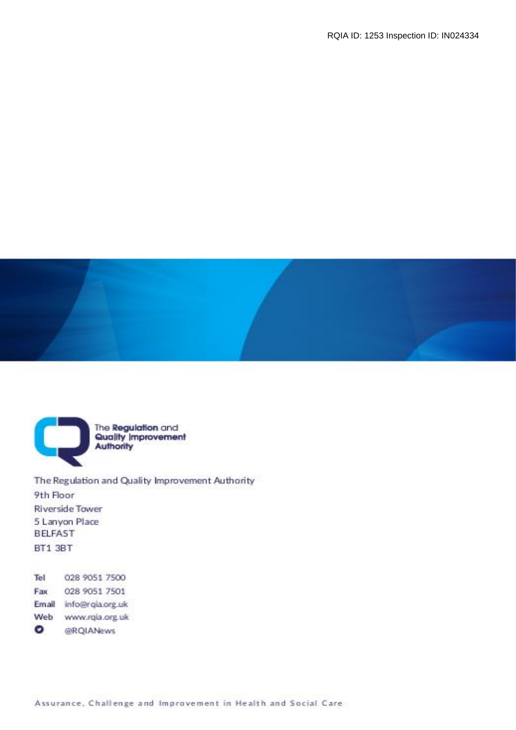The Regulation and Quality Improvement Authority

The Regulation and Quality Improvement Authority
9th Floor
Riverside Tower
5 Lanyon Place
BELFAST
BT1 3BT

| | |
|---|---|
| Tel | 028 9051 7500 |
| Fax | 028 9051 7501 |
| Email | info@rqia.org.uk |
| Web | www.rqia.org.uk |
| | @RQIANews |

Assurance, Challenge and Improvement in Health and Social Care